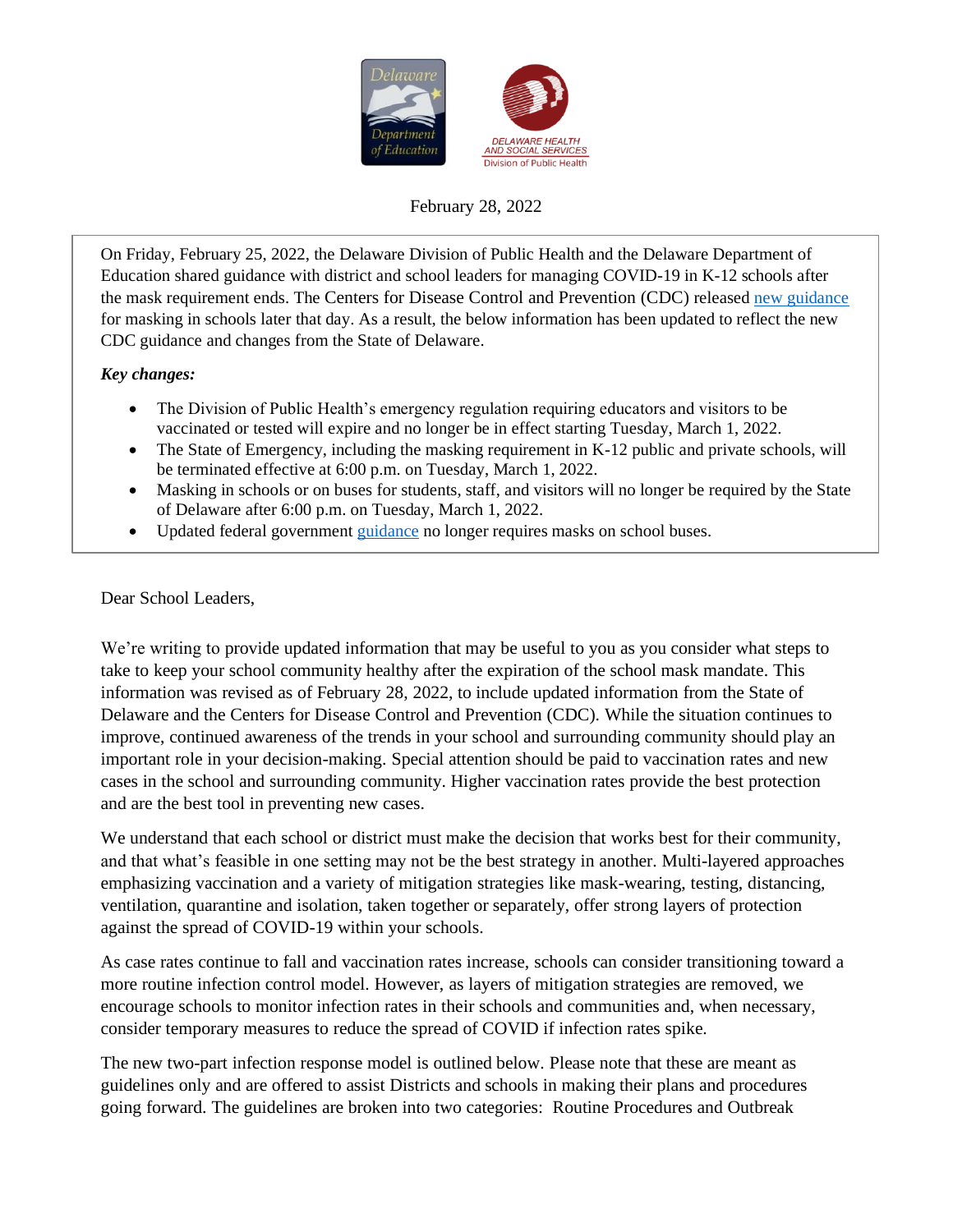February 28, 2022

On Friday, February 25, 2022, the Delaware Division of Public Health and the Delaware Department of Education shared guidance with district and school leaders for managing COVID-19 in K-12 schools after the mask requirement ends. The Centers for Disease Control and Prevention (CDC) released new guidance for masking in schools later that day. As a result, the below information has been updated to reflect the new CDC guidance and changes from the State of Delaware.

***Key changes:***

- The Division of Public Health's emergency regulation requiring educators and visitors to be vaccinated or tested will expire and no longer be in effect starting Tuesday, March 1, 2022.
- The State of Emergency, including the masking requirement in K-12 public and private schools, will be terminated effective at 6:00 p.m. on Tuesday, March 1, 2022.
- Masking in schools or on buses for students, staff, and visitors will no longer be required by the State of Delaware after 6:00 p.m. on Tuesday, March 1, 2022.
- Updated federal government guidance no longer requires masks on school buses.

Dear School Leaders,

We're writing to provide updated information that may be useful to you as you consider what steps to take to keep your school community healthy after the expiration of the school mask mandate. This information was revised as of February 28, 2022, to include updated information from the State of Delaware and the Centers for Disease Control and Prevention (CDC). While the situation continues to improve, continued awareness of the trends in your school and surrounding community should play an important role in your decision-making. Special attention should be paid to vaccination rates and new cases in the school and surrounding community. Higher vaccination rates provide the best protection and are the best tool in preventing new cases.

We understand that each school or district must make the decision that works best for their community, and that what's feasible in one setting may not be the best strategy in another. Multi-layered approaches emphasizing vaccination and a variety of mitigation strategies like mask-wearing, testing, distancing, ventilation, quarantine and isolation, taken together or separately, offer strong layers of protection against the spread of COVID-19 within your schools.

As case rates continue to fall and vaccination rates increase, schools can consider transitioning toward a more routine infection control model. However, as layers of mitigation strategies are removed, we encourage schools to monitor infection rates in their schools and communities and, when necessary, consider temporary measures to reduce the spread of COVID if infection rates spike.

The new two-part infection response model is outlined below. Please note that these are meant as guidelines only and are offered to assist Districts and schools in making their plans and procedures going forward. The guidelines are broken into two categories: Routine Procedures and Outbreak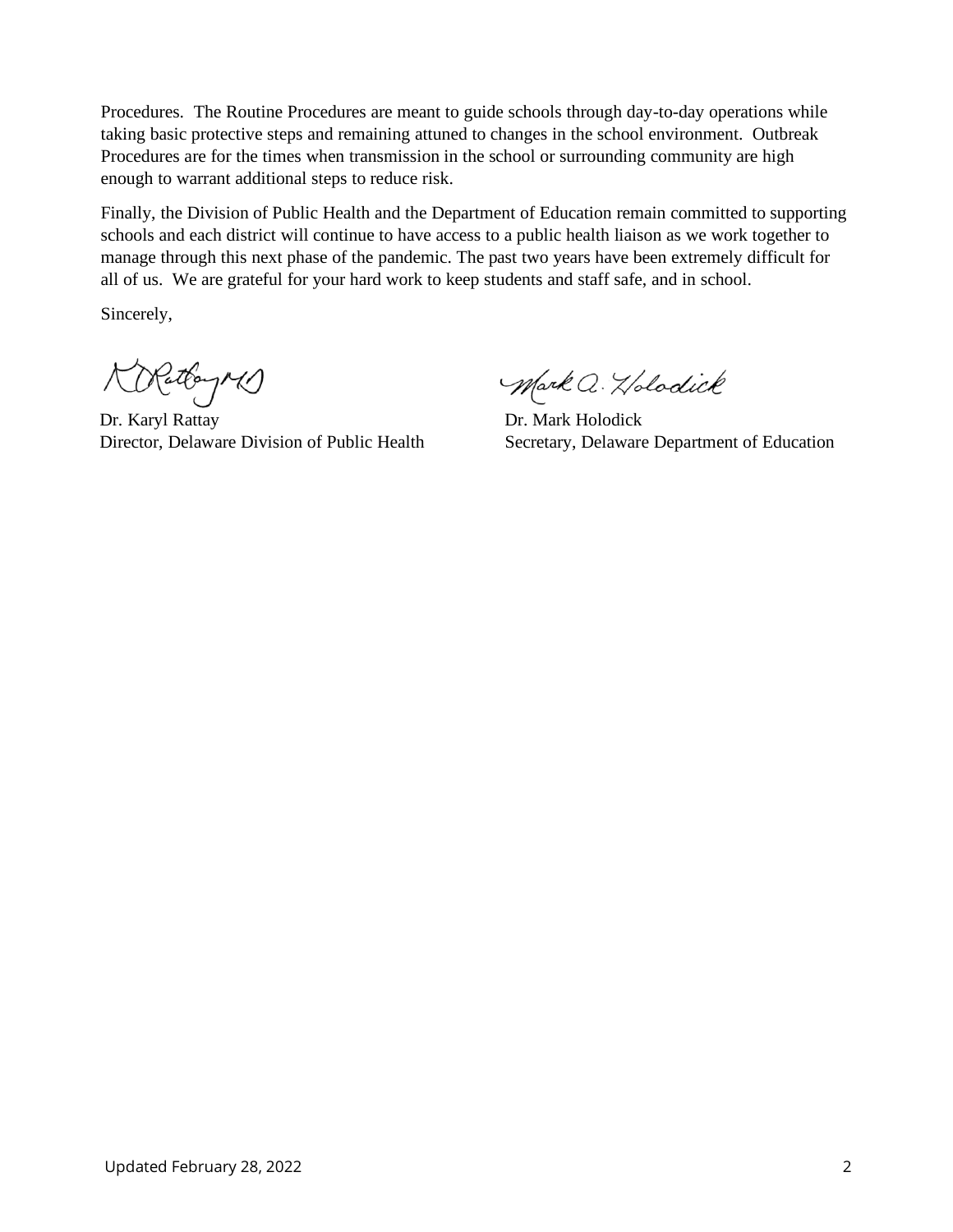Procedures. The Routine Procedures are meant to guide schools through day-to-day operations while taking basic protective steps and remaining attuned to changes in the school environment. Outbreak Procedures are for the times when transmission in the school or surrounding community are high enough to warrant additional steps to reduce risk.

Finally, the Division of Public Health and the Department of Education remain committed to supporting schools and each district will continue to have access to a public health liaison as we work together to manage through this next phase of the pandemic. The past two years have been extremely difficult for all of us. We are grateful for your hard work to keep students and staff safe, and in school.

Sincerely,

Dr. Karyl Rattay
Director, Delaware Division of Public Health

Dr. Mark Holodick
Secretary, Delaware Department of Education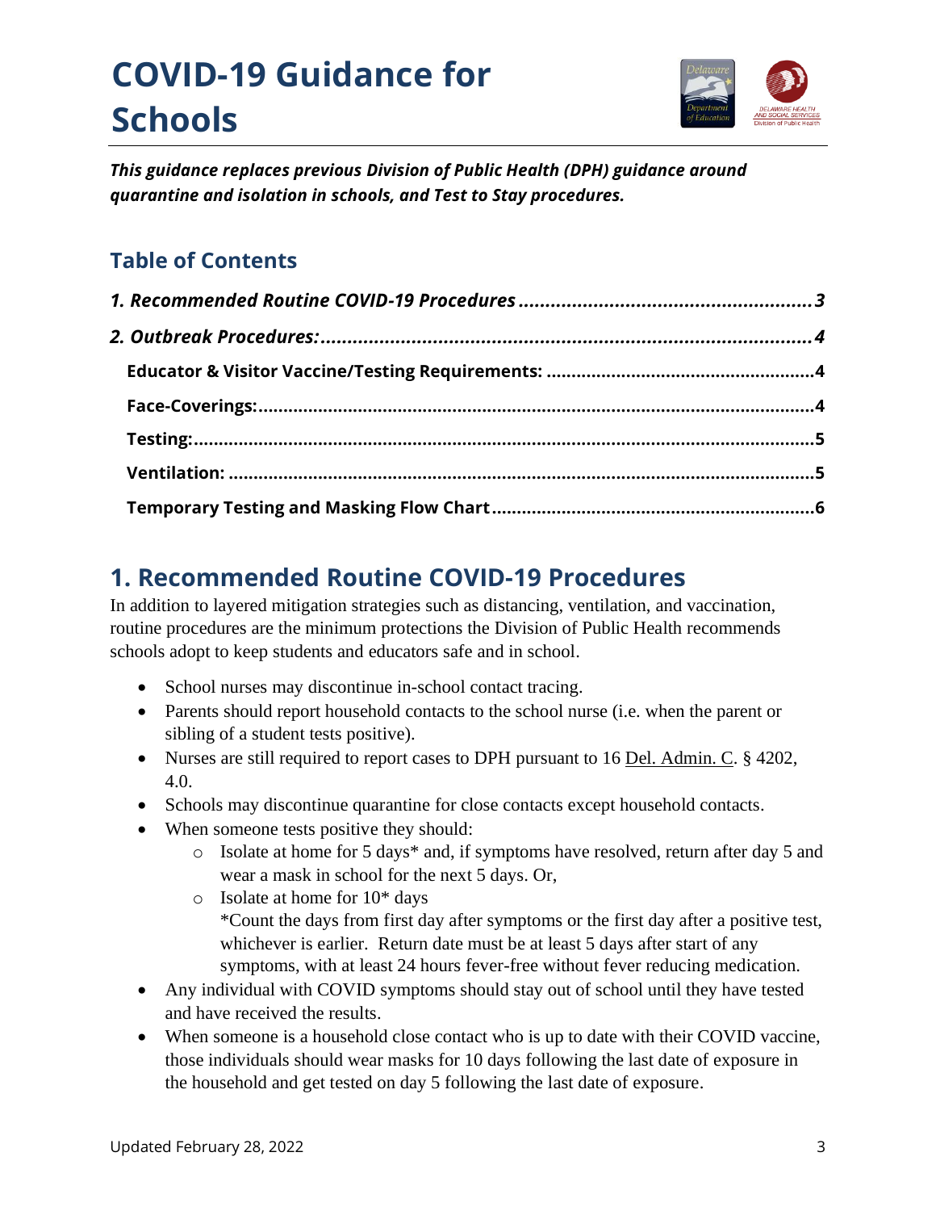# COVID-19 Guidance for Schools

***This guidance replaces previous Division of Public Health (DPH) guidance around quarantine and isolation in schools, and Test to Stay procedures.***

## Table of Contents

*1. Recommended Routine COVID-19 Procedures* ........................................ 3

*2. Outbreak Procedures:* ........................................ 4

- Educator & Visitor Vaccine/Testing Requirements: ........................................ 4
- Face-Coverings: ........................................ 4
- Testing: ........................................ 5
- Ventilation: ........................................ 5
- Temporary Testing and Masking Flow Chart ........................................ 6

## 1. Recommended Routine COVID-19 Procedures

In addition to layered mitigation strategies such as distancing, ventilation, and vaccination, routine procedures are the minimum protections the Division of Public Health recommends schools adopt to keep students and educators safe and in school.

- School nurses may discontinue in-school contact tracing.
- Parents should report household contacts to the school nurse (i.e. when the parent or sibling of a student tests positive).
- Nurses are still required to report cases to DPH pursuant to 16 Del. Admin. C. § 4202, 4.0.
- Schools may discontinue quarantine for close contacts except household contacts.
- When someone tests positive they should:
  - Isolate at home for 5 days* and, if symptoms have resolved, return after day 5 and wear a mask in school for the next 5 days. Or,
  - Isolate at home for 10* days
    *Count the days from first day after symptoms or the first day after a positive test, whichever is earlier. Return date must be at least 5 days after start of any symptoms, with at least 24 hours fever-free without fever reducing medication.
- Any individual with COVID symptoms should stay out of school until they have tested and have received the results.
- When someone is a household close contact who is up to date with their COVID vaccine, those individuals should wear masks for 10 days following the last date of exposure in the household and get tested on day 5 following the last date of exposure.

Updated February 28, 2022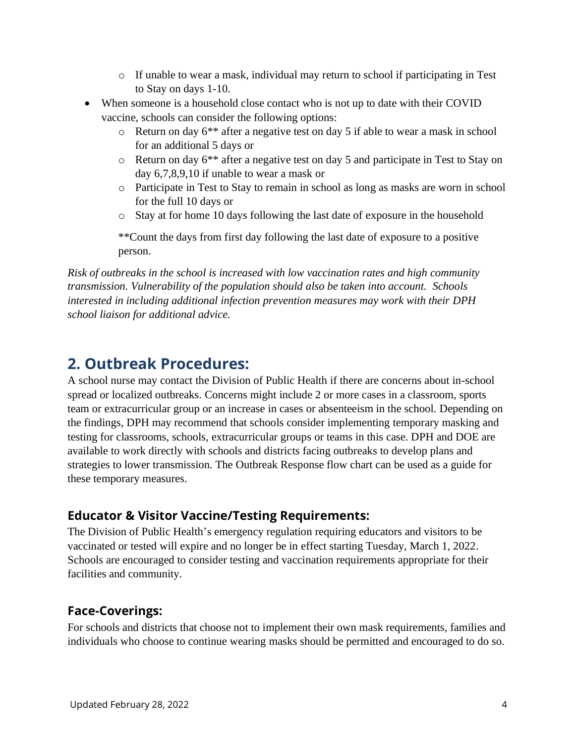- If unable to wear a mask, individual may return to school if participating in Test to Stay on days 1-10.
- When someone is a household close contact who is not up to date with their COVID vaccine, schools can consider the following options:
  - Return on day 6** after a negative test on day 5 if able to wear a mask in school for an additional 5 days or
  - Return on day 6** after a negative test on day 5 and participate in Test to Stay on day 6,7,8,9,10 if unable to wear a mask or
  - Participate in Test to Stay to remain in school as long as masks are worn in school for the full 10 days or
  - Stay at for home 10 days following the last date of exposure in the household

  **Count the days from first day following the last date of exposure to a positive person.

*Risk of outbreaks in the school is increased with low vaccination rates and high community transmission. Vulnerability of the population should also be taken into account. Schools interested in including additional infection prevention measures may work with their DPH school liaison for additional advice.*

## 2. Outbreak Procedures:

A school nurse may contact the Division of Public Health if there are concerns about in-school spread or localized outbreaks. Concerns might include 2 or more cases in a classroom, sports team or extracurricular group or an increase in cases or absenteeism in the school. Depending on the findings, DPH may recommend that schools consider implementing temporary masking and testing for classrooms, schools, extracurricular groups or teams in this case. DPH and DOE are available to work directly with schools and districts facing outbreaks to develop plans and strategies to lower transmission. The Outbreak Response flow chart can be used as a guide for these temporary measures.

### Educator & Visitor Vaccine/Testing Requirements:

The Division of Public Health's emergency regulation requiring educators and visitors to be vaccinated or tested will expire and no longer be in effect starting Tuesday, March 1, 2022. Schools are encouraged to consider testing and vaccination requirements appropriate for their facilities and community.

### Face-Coverings:

For schools and districts that choose not to implement their own mask requirements, families and individuals who choose to continue wearing masks should be permitted and encouraged to do so.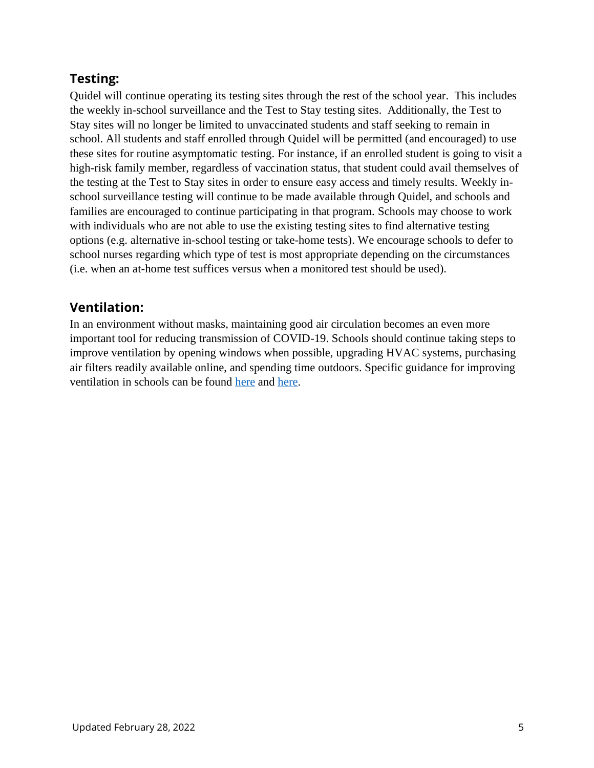## Testing:

Quidel will continue operating its testing sites through the rest of the school year. This includes the weekly in-school surveillance and the Test to Stay testing sites. Additionally, the Test to Stay sites will no longer be limited to unvaccinated students and staff seeking to remain in school. All students and staff enrolled through Quidel will be permitted (and encouraged) to use these sites for routine asymptomatic testing. For instance, if an enrolled student is going to visit a high-risk family member, regardless of vaccination status, that student could avail themselves of the testing at the Test to Stay sites in order to ensure easy access and timely results. Weekly in-school surveillance testing will continue to be made available through Quidel, and schools and families are encouraged to continue participating in that program. Schools may choose to work with individuals who are not able to use the existing testing sites to find alternative testing options (e.g. alternative in-school testing or take-home tests). We encourage schools to defer to school nurses regarding which type of test is most appropriate depending on the circumstances (i.e. when an at-home test suffices versus when a monitored test should be used).

## Ventilation:

In an environment without masks, maintaining good air circulation becomes an even more important tool for reducing transmission of COVID-19. Schools should continue taking steps to improve ventilation by opening windows when possible, upgrading HVAC systems, purchasing air filters readily available online, and spending time outdoors. Specific guidance for improving ventilation in schools can be found here and here.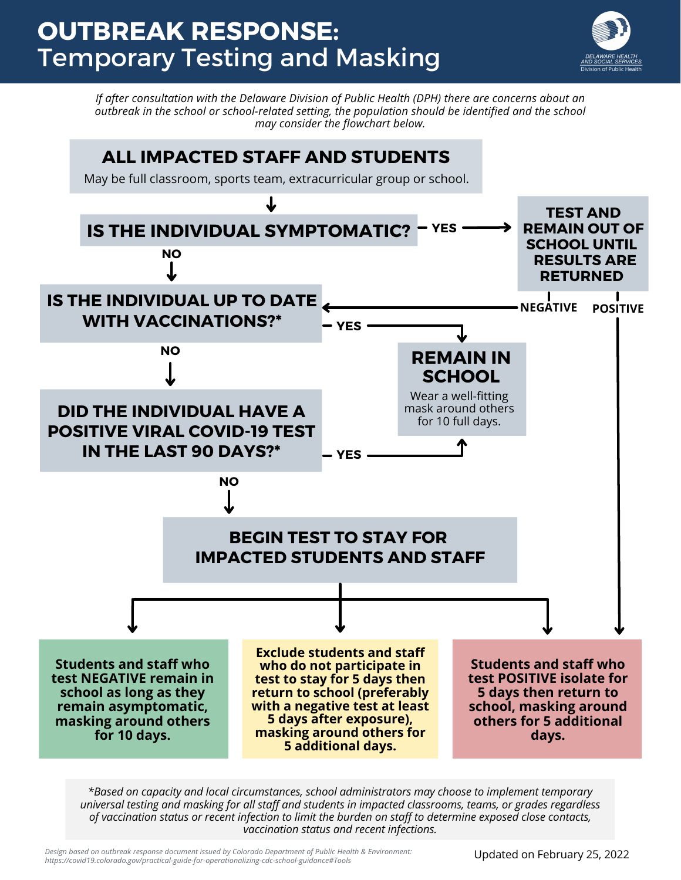# OUTBREAK RESPONSE: Temporary Testing and Masking

DELAWARE HEALTH AND SOCIAL SERVICES
Division of Public Health

*If after consultation with the Delaware Division of Public Health (DPH) there are concerns about an outbreak in the school or school-related setting, the population should be identified and the school may consider the flowchart below.*

**ALL IMPACTED STAFF AND STUDENTS**

May be full classroom, sports team, extracurricular group or school.

**IS THE INDIVIDUAL SYMPTOMATIC?**

YES

**TEST AND REMAIN OUT OF SCHOOL UNTIL RESULTS ARE RETURNED**

NEGATIVE

POSITIVE

NO

**IS THE INDIVIDUAL UP TO DATE WITH VACCINATIONS?***

YES

**REMAIN IN SCHOOL**

Wear a well-fitting mask around others for 10 full days.

NO

**DID THE INDIVIDUAL HAVE A POSITIVE VIRAL COVID-19 TEST IN THE LAST 90 DAYS?***

YES

NO

**BEGIN TEST TO STAY FOR IMPACTED STUDENTS AND STAFF**

**Students and staff who test NEGATIVE remain in school as long as they remain asymptomatic, masking around others for 10 days.**

**Exclude students and staff who do not participate in test to stay for 5 days then return to school (preferably with a negative test at least 5 days after exposure), masking around others for 5 additional days.**

**Students and staff who test POSITIVE isolate for 5 days then return to school, masking around others for 5 additional days.**

**Based on capacity and local circumstances, school administrators may choose to implement temporary universal testing and masking for all staff and students in impacted classrooms, teams, or grades regardless of vaccination status or recent infection to limit the burden on staff to determine exposed close contacts, vaccination status and recent infections.*

*Design based on outbreak response document issued by Colorado Department of Public Health & Environment: https://covid19.colorado.gov/practical-guide-for-operationalizing-cdc-school-guidance#Tools*

Updated on February 25, 2022